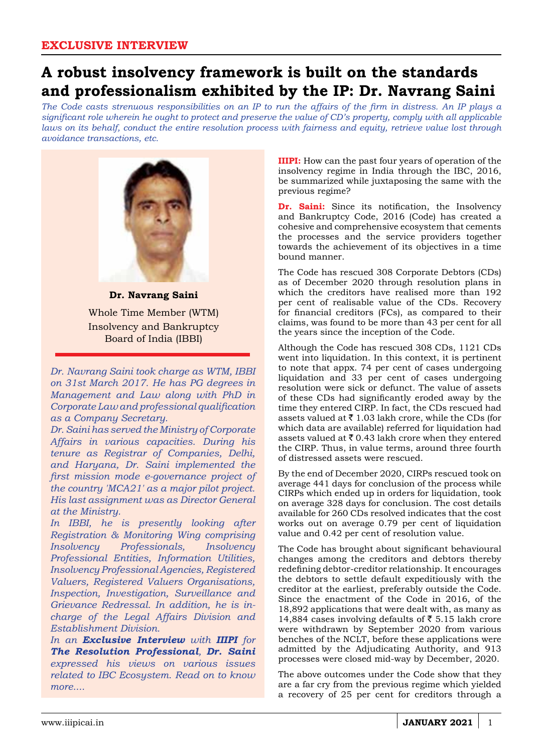EXCLUSIVE INTERVIEW

# A robust insolvency framework is built on the standards and professionalism exhibited by the IP: Dr. Navrang Saini

*The Code casts strenuous responsibilities on an IP to run the affairs of the firm in distress. An IP plays a significant role wherein he ought to protect and preserve the value of CD's property, comply with all applicable laws on its behalf, conduct the entire resolution process with fairness and equity, retrieve value lost through avoidance transactions, etc.*

**Dr. Navrang Saini**

Whole Time Member (WTM)
Insolvency and Bankruptcy Board of India (IBBI)

*Dr. Navrang Saini took charge as WTM, IBBI on 31st March 2017. He has PG degrees in Management and Law along with PhD in Corporate Law and professional qualification as a Company Secretary.*

*Dr. Saini has served the Ministry of Corporate Affairs in various capacities. During his tenure as Registrar of Companies, Delhi, and Haryana, Dr. Saini implemented the first mission mode e-governance project of the country 'MCA21' as a major pilot project. His last assignment was as Director General at the Ministry.*

*In IBBI, he is presently looking after Registration & Monitoring Wing comprising Insolvency Professionals, Insolvency Professional Entities, Information Utilities, Insolvency Professional Agencies, Registered Valuers, Registered Valuers Organisations, Inspection, Investigation, Surveillance and Grievance Redressal. In addition, he is in-charge of the Legal Affairs Division and Establishment Division.*

*In an **Exclusive Interview** with **IIIPI** for **The Resolution Professional**, **Dr. Saini** expressed his views on various issues related to IBC Ecosystem. Read on to know more....*

**IIIPI:** How can the past four years of operation of the insolvency regime in India through the IBC, 2016, be summarized while juxtaposing the same with the previous regime?

**Dr. Saini:** Since its notification, the Insolvency and Bankruptcy Code, 2016 (Code) has created a cohesive and comprehensive ecosystem that cements the processes and the service providers together towards the achievement of its objectives in a time bound manner.

The Code has rescued 308 Corporate Debtors (CDs) as of December 2020 through resolution plans in which the creditors have realised more than 192 per cent of realisable value of the CDs. Recovery for financial creditors (FCs), as compared to their claims, was found to be more than 43 per cent for all the years since the inception of the Code.

Although the Code has rescued 308 CDs, 1121 CDs went into liquidation. In this context, it is pertinent to note that appx. 74 per cent of cases undergoing liquidation and 33 per cent of cases undergoing resolution were sick or defunct. The value of assets of these CDs had significantly eroded away by the time they entered CIRP. In fact, the CDs rescued had assets valued at ₹ 1.03 lakh crore, while the CDs (for which data are available) referred for liquidation had assets valued at ₹ 0.43 lakh crore when they entered the CIRP. Thus, in value terms, around three fourth of distressed assets were rescued.

By the end of December 2020, CIRPs rescued took on average 441 days for conclusion of the process while CIRPs which ended up in orders for liquidation, took on average 328 days for conclusion. The cost details available for 260 CDs resolved indicates that the cost works out on average 0.79 per cent of liquidation value and 0.42 per cent of resolution value.

The Code has brought about significant behavioural changes among the creditors and debtors thereby redefining debtor-creditor relationship. It encourages the debtors to settle default expeditiously with the creditor at the earliest, preferably outside the Code. Since the enactment of the Code in 2016, of the 18,892 applications that were dealt with, as many as 14,884 cases involving defaults of ₹ 5.15 lakh crore were withdrawn by September 2020 from various benches of the NCLT, before these applications were admitted by the Adjudicating Authority, and 913 processes were closed mid-way by December, 2020.

The above outcomes under the Code show that they are a far cry from the previous regime which yielded a recovery of 25 per cent for creditors through a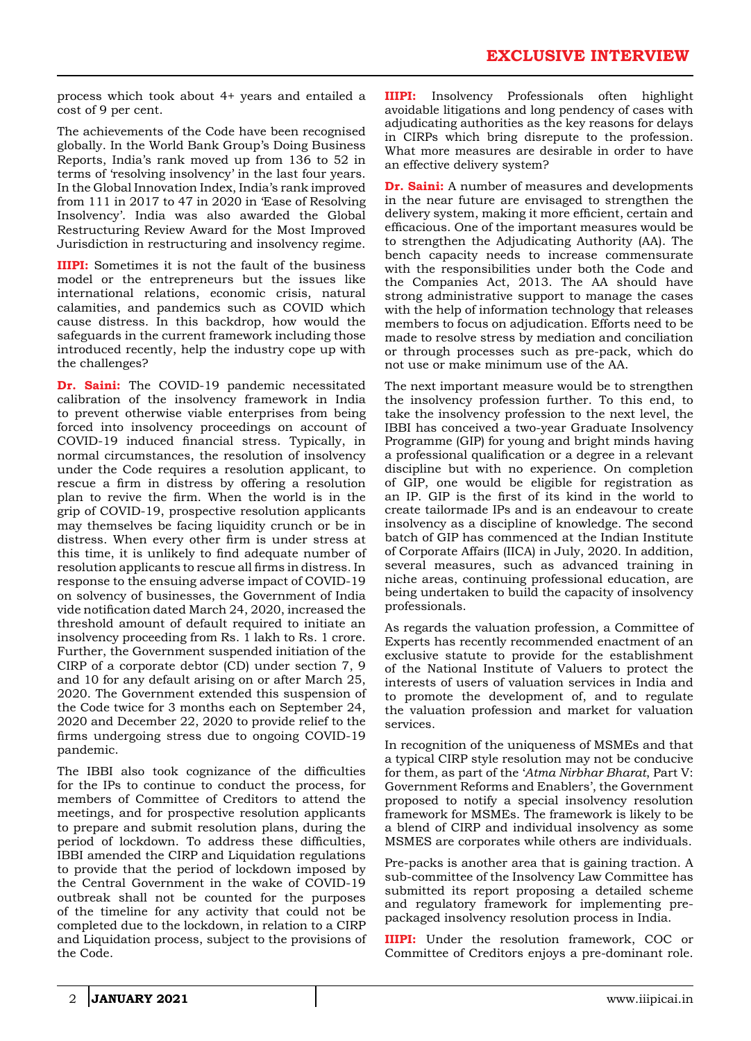process which took about 4+ years and entailed a cost of 9 per cent.

The achievements of the Code have been recognised globally. In the World Bank Group's Doing Business Reports, India's rank moved up from 136 to 52 in terms of 'resolving insolvency' in the last four years. In the Global Innovation Index, India's rank improved from 111 in 2017 to 47 in 2020 in 'Ease of Resolving Insolvency'. India was also awarded the Global Restructuring Review Award for the Most Improved Jurisdiction in restructuring and insolvency regime.

**IIIPI:** Sometimes it is not the fault of the business model or the entrepreneurs but the issues like international relations, economic crisis, natural calamities, and pandemics such as COVID which cause distress. In this backdrop, how would the safeguards in the current framework including those introduced recently, help the industry cope up with the challenges?

**Dr. Saini:** The COVID-19 pandemic necessitated calibration of the insolvency framework in India to prevent otherwise viable enterprises from being forced into insolvency proceedings on account of COVID-19 induced financial stress. Typically, in normal circumstances, the resolution of insolvency under the Code requires a resolution applicant, to rescue a firm in distress by offering a resolution plan to revive the firm. When the world is in the grip of COVID-19, prospective resolution applicants may themselves be facing liquidity crunch or be in distress. When every other firm is under stress at this time, it is unlikely to find adequate number of resolution applicants to rescue all firms in distress. In response to the ensuing adverse impact of COVID-19 on solvency of businesses, the Government of India vide notification dated March 24, 2020, increased the threshold amount of default required to initiate an insolvency proceeding from Rs. 1 lakh to Rs. 1 crore. Further, the Government suspended initiation of the CIRP of a corporate debtor (CD) under section 7, 9 and 10 for any default arising on or after March 25, 2020. The Government extended this suspension of the Code twice for 3 months each on September 24, 2020 and December 22, 2020 to provide relief to the firms undergoing stress due to ongoing COVID-19 pandemic.

The IBBI also took cognizance of the difficulties for the IPs to continue to conduct the process, for members of Committee of Creditors to attend the meetings, and for prospective resolution applicants to prepare and submit resolution plans, during the period of lockdown. To address these difficulties, IBBI amended the CIRP and Liquidation regulations to provide that the period of lockdown imposed by the Central Government in the wake of COVID-19 outbreak shall not be counted for the purposes of the timeline for any activity that could not be completed due to the lockdown, in relation to a CIRP and Liquidation process, subject to the provisions of the Code.

**IIIPI:** Insolvency Professionals often highlight avoidable litigations and long pendency of cases with adjudicating authorities as the key reasons for delays in CIRPs which bring disrepute to the profession. What more measures are desirable in order to have an effective delivery system?

**Dr. Saini:** A number of measures and developments in the near future are envisaged to strengthen the delivery system, making it more efficient, certain and efficacious. One of the important measures would be to strengthen the Adjudicating Authority (AA). The bench capacity needs to increase commensurate with the responsibilities under both the Code and the Companies Act, 2013. The AA should have strong administrative support to manage the cases with the help of information technology that releases members to focus on adjudication. Efforts need to be made to resolve stress by mediation and conciliation or through processes such as pre-pack, which do not use or make minimum use of the AA.

The next important measure would be to strengthen the insolvency profession further. To this end, to take the insolvency profession to the next level, the IBBI has conceived a two-year Graduate Insolvency Programme (GIP) for young and bright minds having a professional qualification or a degree in a relevant discipline but with no experience. On completion of GIP, one would be eligible for registration as an IP. GIP is the first of its kind in the world to create tailormade IPs and is an endeavour to create insolvency as a discipline of knowledge. The second batch of GIP has commenced at the Indian Institute of Corporate Affairs (IICA) in July, 2020. In addition, several measures, such as advanced training in niche areas, continuing professional education, are being undertaken to build the capacity of insolvency professionals.

As regards the valuation profession, a Committee of Experts has recently recommended enactment of an exclusive statute to provide for the establishment of the National Institute of Valuers to protect the interests of users of valuation services in India and to promote the development of, and to regulate the valuation profession and market for valuation services.

In recognition of the uniqueness of MSMEs and that a typical CIRP style resolution may not be conducive for them, as part of the '*Atma Nirbhar Bharat*, Part V: Government Reforms and Enablers', the Government proposed to notify a special insolvency resolution framework for MSMEs. The framework is likely to be a blend of CIRP and individual insolvency as some MSMES are corporates while others are individuals.

Pre-packs is another area that is gaining traction. A sub-committee of the Insolvency Law Committee has submitted its report proposing a detailed scheme and regulatory framework for implementing pre-packaged insolvency resolution process in India.

**IIIPI:** Under the resolution framework, COC or Committee of Creditors enjoys a pre-dominant role.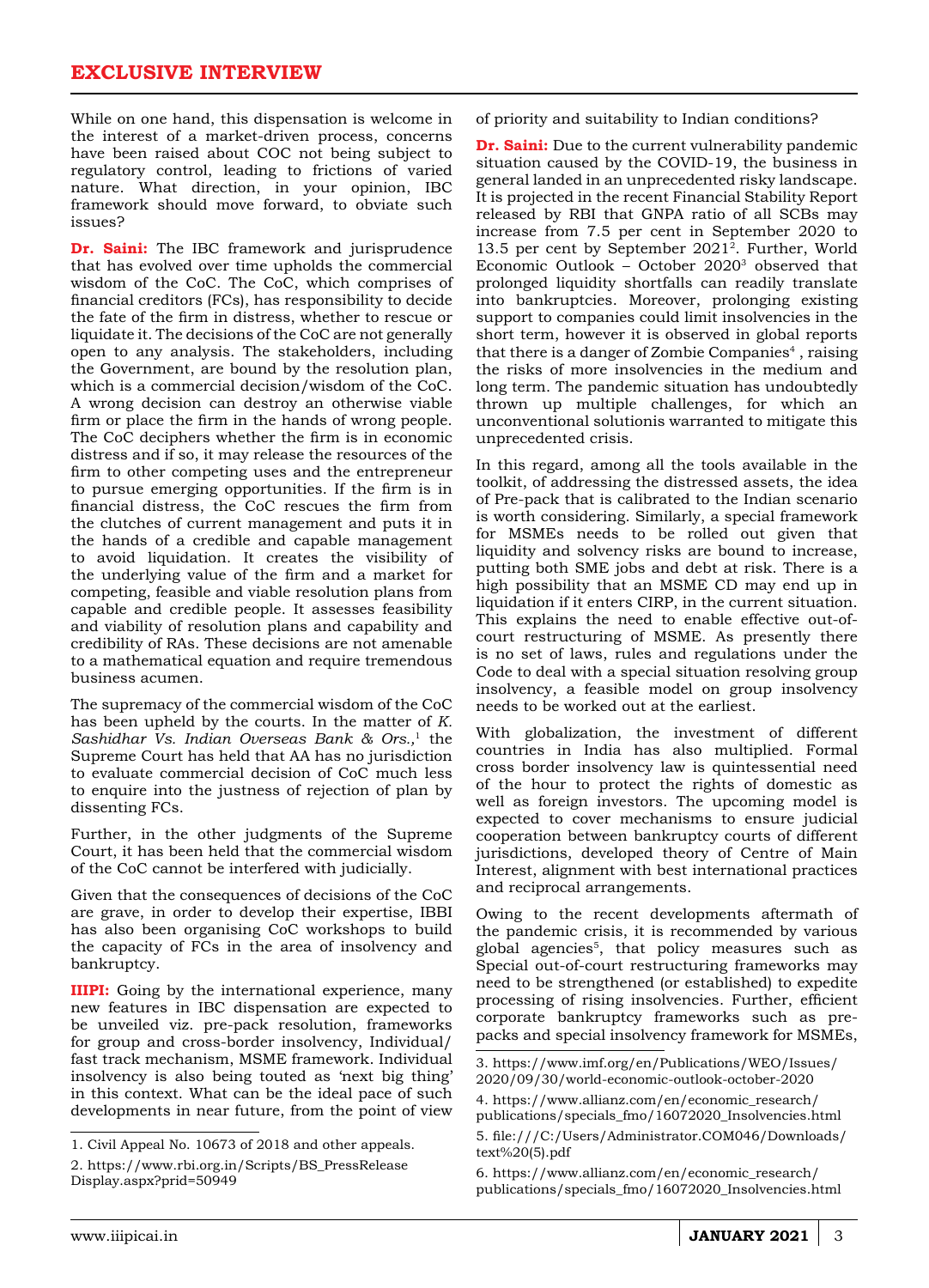While on one hand, this dispensation is welcome in the interest of a market-driven process, concerns have been raised about COC not being subject to regulatory control, leading to frictions of varied nature. What direction, in your opinion, IBC framework should move forward, to obviate such issues?

**Dr. Saini:** The IBC framework and jurisprudence that has evolved over time upholds the commercial wisdom of the CoC. The CoC, which comprises of financial creditors (FCs), has responsibility to decide the fate of the firm in distress, whether to rescue or liquidate it. The decisions of the CoC are not generally open to any analysis. The stakeholders, including the Government, are bound by the resolution plan, which is a commercial decision/wisdom of the CoC. A wrong decision can destroy an otherwise viable firm or place the firm in the hands of wrong people. The CoC deciphers whether the firm is in economic distress and if so, it may release the resources of the firm to other competing uses and the entrepreneur to pursue emerging opportunities. If the firm is in financial distress, the CoC rescues the firm from the clutches of current management and puts it in the hands of a credible and capable management to avoid liquidation. It creates the visibility of the underlying value of the firm and a market for competing, feasible and viable resolution plans from capable and credible people. It assesses feasibility and viability of resolution plans and capability and credibility of RAs. These decisions are not amenable to a mathematical equation and require tremendous business acumen.

The supremacy of the commercial wisdom of the CoC has been upheld by the courts. In the matter of *K. Sashidhar Vs. Indian Overseas Bank & Ors.,*[1] the Supreme Court has held that AA has no jurisdiction to evaluate commercial decision of CoC much less to enquire into the justness of rejection of plan by dissenting FCs.

Further, in the other judgments of the Supreme Court, it has been held that the commercial wisdom of the CoC cannot be interfered with judicially.

Given that the consequences of decisions of the CoC are grave, in order to develop their expertise, IBBI has also been organising CoC workshops to build the capacity of FCs in the area of insolvency and bankruptcy.

**IIIPI:** Going by the international experience, many new features in IBC dispensation are expected to be unveiled viz. pre-pack resolution, frameworks for group and cross-border insolvency, Individual/ fast track mechanism, MSME framework. Individual insolvency is also being touted as 'next big thing' in this context. What can be the ideal pace of such developments in near future, from the point of view of priority and suitability to Indian conditions?

**Dr. Saini:** Due to the current vulnerability pandemic situation caused by the COVID-19, the business in general landed in an unprecedented risky landscape. It is projected in the recent Financial Stability Report released by RBI that GNPA ratio of all SCBs may increase from 7.5 per cent in September 2020 to 13.5 per cent by September 2021[2]. Further, World Economic Outlook – October 2020[3] observed that prolonged liquidity shortfalls can readily translate into bankruptcies. Moreover, prolonging existing support to companies could limit insolvencies in the short term, however it is observed in global reports that there is a danger of Zombie Companies[4] , raising the risks of more insolvencies in the medium and long term. The pandemic situation has undoubtedly thrown up multiple challenges, for which an unconventional solutionis warranted to mitigate this unprecedented crisis.

In this regard, among all the tools available in the toolkit, of addressing the distressed assets, the idea of Pre-pack that is calibrated to the Indian scenario is worth considering. Similarly, a special framework for MSMEs needs to be rolled out given that liquidity and solvency risks are bound to increase, putting both SME jobs and debt at risk. There is a high possibility that an MSME CD may end up in liquidation if it enters CIRP, in the current situation. This explains the need to enable effective out-of-court restructuring of MSME. As presently there is no set of laws, rules and regulations under the Code to deal with a special situation resolving group insolvency, a feasible model on group insolvency needs to be worked out at the earliest.

With globalization, the investment of different countries in India has also multiplied. Formal cross border insolvency law is quintessential need of the hour to protect the rights of domestic as well as foreign investors. The upcoming model is expected to cover mechanisms to ensure judicial cooperation between bankruptcy courts of different jurisdictions, developed theory of Centre of Main Interest, alignment with best international practices and reciprocal arrangements.

Owing to the recent developments aftermath of the pandemic crisis, it is recommended by various global agencies[5], that policy measures such as Special out-of-court restructuring frameworks may need to be strengthened (or established) to expedite processing of rising insolvencies. Further, efficient corporate bankruptcy frameworks such as pre-packs and special insolvency framework for MSMEs,

---

1. Civil Appeal No. 10673 of 2018 and other appeals.
2. https://www.rbi.org.in/Scripts/BS_PressReleaseDisplay.aspx?prid=50949
3. https://www.imf.org/en/Publications/WEO/Issues/2020/09/30/world-economic-outlook-october-2020
4. https://www.allianz.com/en/economic_research/publications/specials_fmo/16072020_Insolvencies.html
5. file:///C:/Users/Administrator.COM046/Downloads/text%20(5).pdf
6. https://www.allianz.com/en/economic_research/publications/specials_fmo/16072020_Insolvencies.html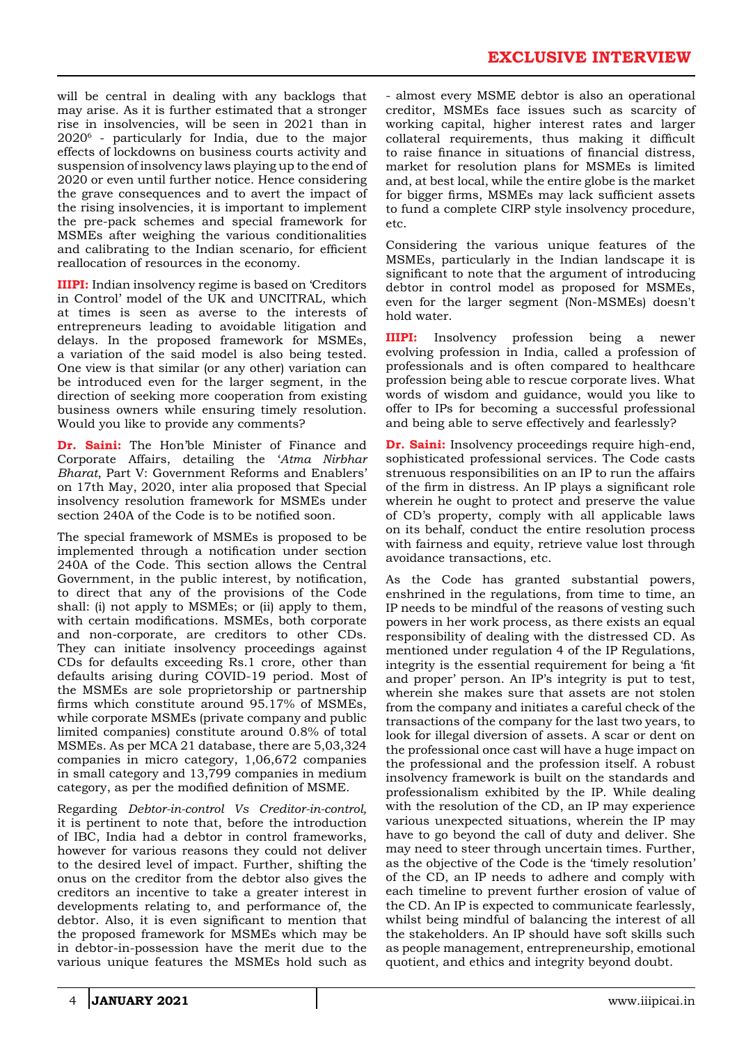will be central in dealing with any backlogs that may arise. As it is further estimated that a stronger rise in insolvencies, will be seen in 2021 than in 2020[6] - particularly for India, due to the major effects of lockdowns on business courts activity and suspension of insolvency laws playing up to the end of 2020 or even until further notice. Hence considering the grave consequences and to avert the impact of the rising insolvencies, it is important to implement the pre-pack schemes and special framework for MSMEs after weighing the various conditionalities and calibrating to the Indian scenario, for efficient reallocation of resources in the economy.

**IIIPI:** Indian insolvency regime is based on 'Creditors in Control' model of the UK and UNCITRAL, which at times is seen as averse to the interests of entrepreneurs leading to avoidable litigation and delays. In the proposed framework for MSMEs, a variation of the said model is also being tested. One view is that similar (or any other) variation can be introduced even for the larger segment, in the direction of seeking more cooperation from existing business owners while ensuring timely resolution. Would you like to provide any comments?

**Dr. Saini:** The Hon'ble Minister of Finance and Corporate Affairs, detailing the '*Atma Nirbhar Bharat*, Part V: Government Reforms and Enablers' on 17th May, 2020, inter alia proposed that Special insolvency resolution framework for MSMEs under section 240A of the Code is to be notified soon.

The special framework of MSMEs is proposed to be implemented through a notification under section 240A of the Code. This section allows the Central Government, in the public interest, by notification, to direct that any of the provisions of the Code shall: (i) not apply to MSMEs; or (ii) apply to them, with certain modifications. MSMEs, both corporate and non-corporate, are creditors to other CDs. They can initiate insolvency proceedings against CDs for defaults exceeding Rs.1 crore, other than defaults arising during COVID-19 period. Most of the MSMEs are sole proprietorship or partnership firms which constitute around 95.17% of MSMEs, while corporate MSMEs (private company and public limited companies) constitute around 0.8% of total MSMEs. As per MCA 21 database, there are 5,03,324 companies in micro category, 1,06,672 companies in small category and 13,799 companies in medium category, as per the modified definition of MSME.

Regarding *Debtor-in-control Vs Creditor-in-control,* it is pertinent to note that, before the introduction of IBC, India had a debtor in control frameworks, however for various reasons they could not deliver to the desired level of impact. Further, shifting the onus on the creditor from the debtor also gives the creditors an incentive to take a greater interest in developments relating to, and performance of, the debtor. Also, it is even significant to mention that the proposed framework for MSMEs which may be in debtor-in-possession have the merit due to the various unique features the MSMEs hold such as - almost every MSME debtor is also an operational creditor, MSMEs face issues such as scarcity of working capital, higher interest rates and larger collateral requirements, thus making it difficult to raise finance in situations of financial distress, market for resolution plans for MSMEs is limited and, at best local, while the entire globe is the market for bigger firms, MSMEs may lack sufficient assets to fund a complete CIRP style insolvency procedure, etc.

Considering the various unique features of the MSMEs, particularly in the Indian landscape it is significant to note that the argument of introducing debtor in control model as proposed for MSMEs, even for the larger segment (Non-MSMEs) doesn't hold water.

**IIIPI:** Insolvency profession being a newer evolving profession in India, called a profession of professionals and is often compared to healthcare profession being able to rescue corporate lives. What words of wisdom and guidance, would you like to offer to IPs for becoming a successful professional and being able to serve effectively and fearlessly?

**Dr. Saini:** Insolvency proceedings require high-end, sophisticated professional services. The Code casts strenuous responsibilities on an IP to run the affairs of the firm in distress. An IP plays a significant role wherein he ought to protect and preserve the value of CD's property, comply with all applicable laws on its behalf, conduct the entire resolution process with fairness and equity, retrieve value lost through avoidance transactions, etc.

As the Code has granted substantial powers, enshrined in the regulations, from time to time, an IP needs to be mindful of the reasons of vesting such powers in her work process, as there exists an equal responsibility of dealing with the distressed CD. As mentioned under regulation 4 of the IP Regulations, integrity is the essential requirement for being a 'fit and proper' person. An IP's integrity is put to test, wherein she makes sure that assets are not stolen from the company and initiates a careful check of the transactions of the company for the last two years, to look for illegal diversion of assets. A scar or dent on the professional once cast will have a huge impact on the professional and the profession itself. A robust insolvency framework is built on the standards and professionalism exhibited by the IP. While dealing with the resolution of the CD, an IP may experience various unexpected situations, wherein the IP may have to go beyond the call of duty and deliver. She may need to steer through uncertain times. Further, as the objective of the Code is the 'timely resolution' of the CD, an IP needs to adhere and comply with each timeline to prevent further erosion of value of the CD. An IP is expected to communicate fearlessly, whilst being mindful of balancing the interest of all the stakeholders. An IP should have soft skills such as people management, entrepreneurship, emotional quotient, and ethics and integrity beyond doubt.